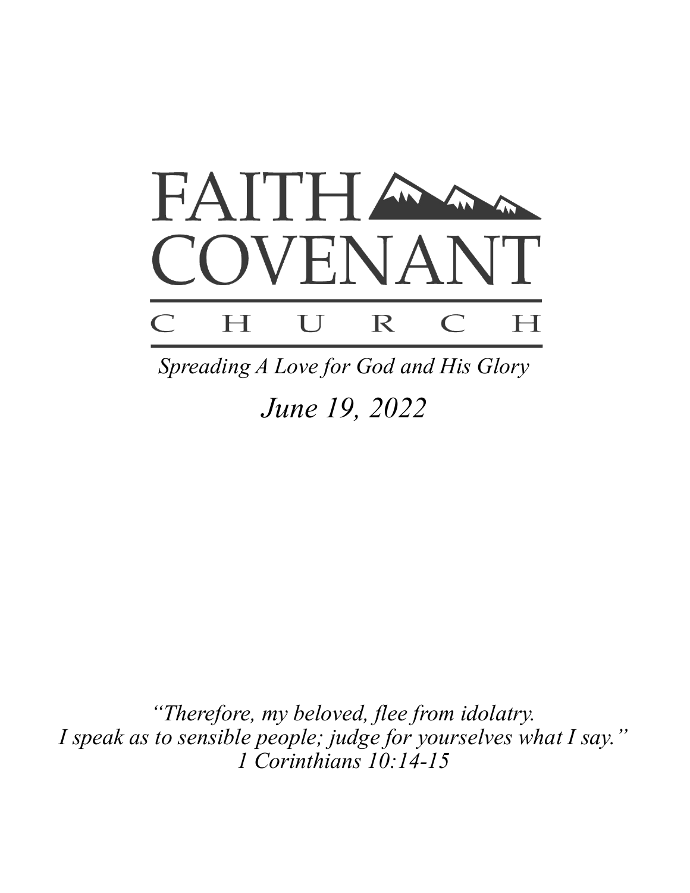# FAITH COVENANT

## C H U R C H

*Spreading A Love for God and His Glory*

*June 19, 2022*

*"Therefore, my beloved, flee from idolatry.*
*I speak as to sensible people; judge for yourselves what I say."*
*1 Corinthians 10:14-15*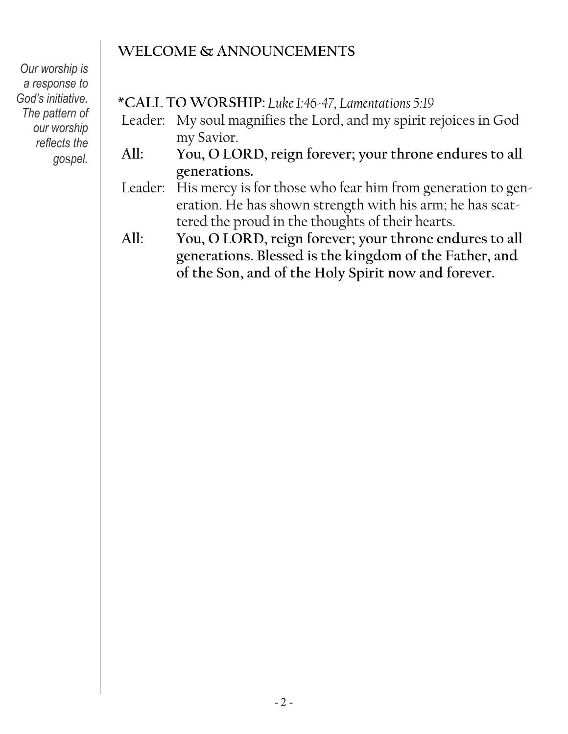*Our worship is a response to God's initiative. The pattern of our worship reflects the gospel.*

## WELCOME & ANNOUNCEMENTS

## *CALL TO WORSHIP: *Luke 1:46-47, Lamentations 5:19*

Leader: My soul magnifies the Lord, and my spirit rejoices in God my Savior.

**All: You, O LORD, reign forever; your throne endures to all generations.**

Leader: His mercy is for those who fear him from generation to generation. He has shown strength with his arm; he has scattered the proud in the thoughts of their hearts.

**All: You, O LORD, reign forever; your throne endures to all generations. Blessed is the kingdom of the Father, and of the Son, and of the Holy Spirit now and forever.**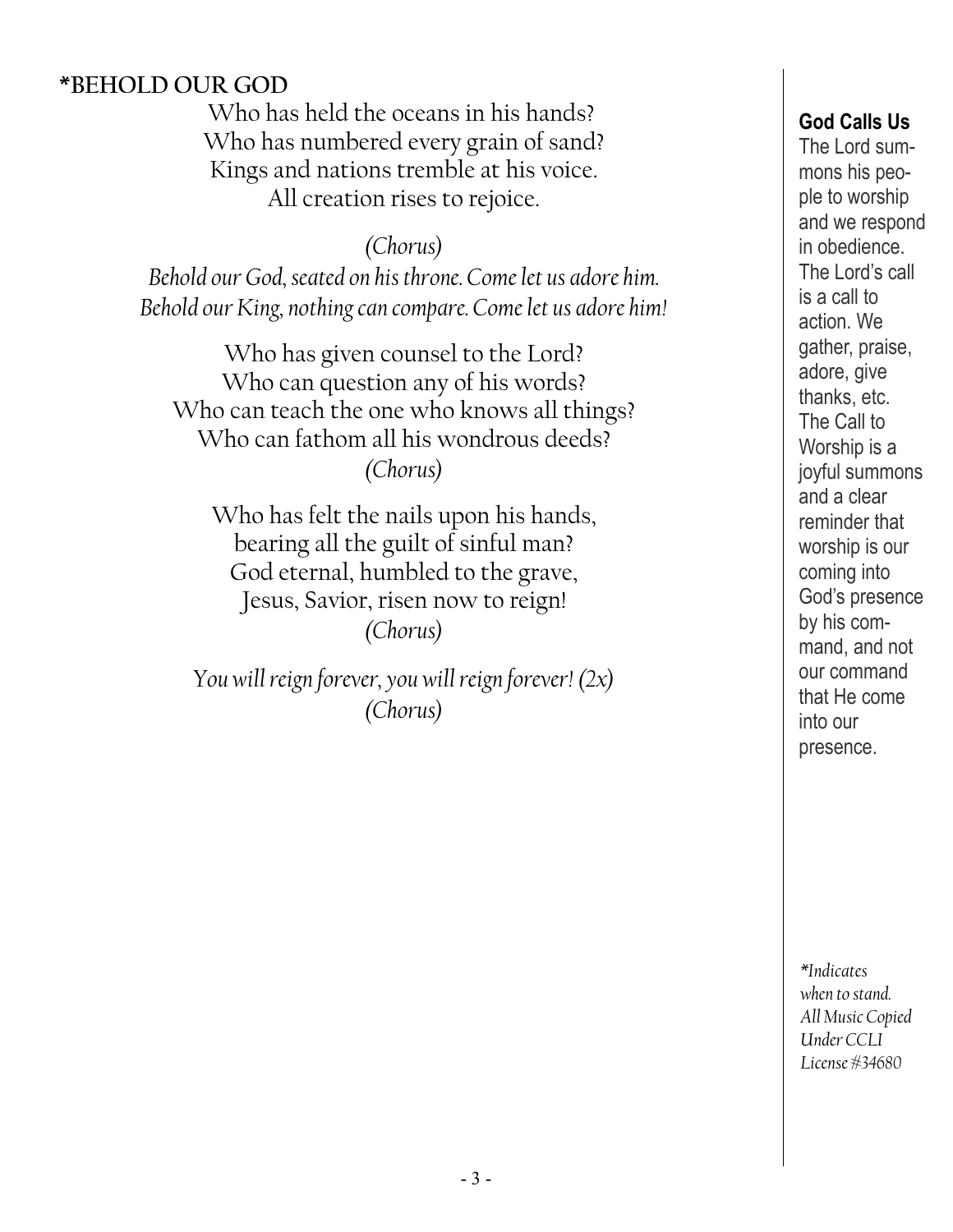## *BEHOLD OUR GOD

Who has held the oceans in his hands?
Who has numbered every grain of sand?
Kings and nations tremble at his voice.
All creation rises to rejoice.

*(Chorus)*
*Behold our God, seated on his throne. Come let us adore him.*
*Behold our King, nothing can compare. Come let us adore him!*

Who has given counsel to the Lord?
Who can question any of his words?
Who can teach the one who knows all things?
Who can fathom all his wondrous deeds?
*(Chorus)*

Who has felt the nails upon his hands,
bearing all the guilt of sinful man?
God eternal, humbled to the grave,
Jesus, Savior, risen now to reign!
*(Chorus)*

*You will reign forever, you will reign forever! (2x)*
*(Chorus)*

**God Calls Us**

The Lord summons his people to worship and we respond in obedience. The Lord's call is a call to action. We gather, praise, adore, give thanks, etc. The Call to Worship is a joyful summons and a clear reminder that worship is our coming into God's presence by his command, and not our command that He come into our presence.

*\*Indicates when to stand. All Music Copied Under CCLI License #34680*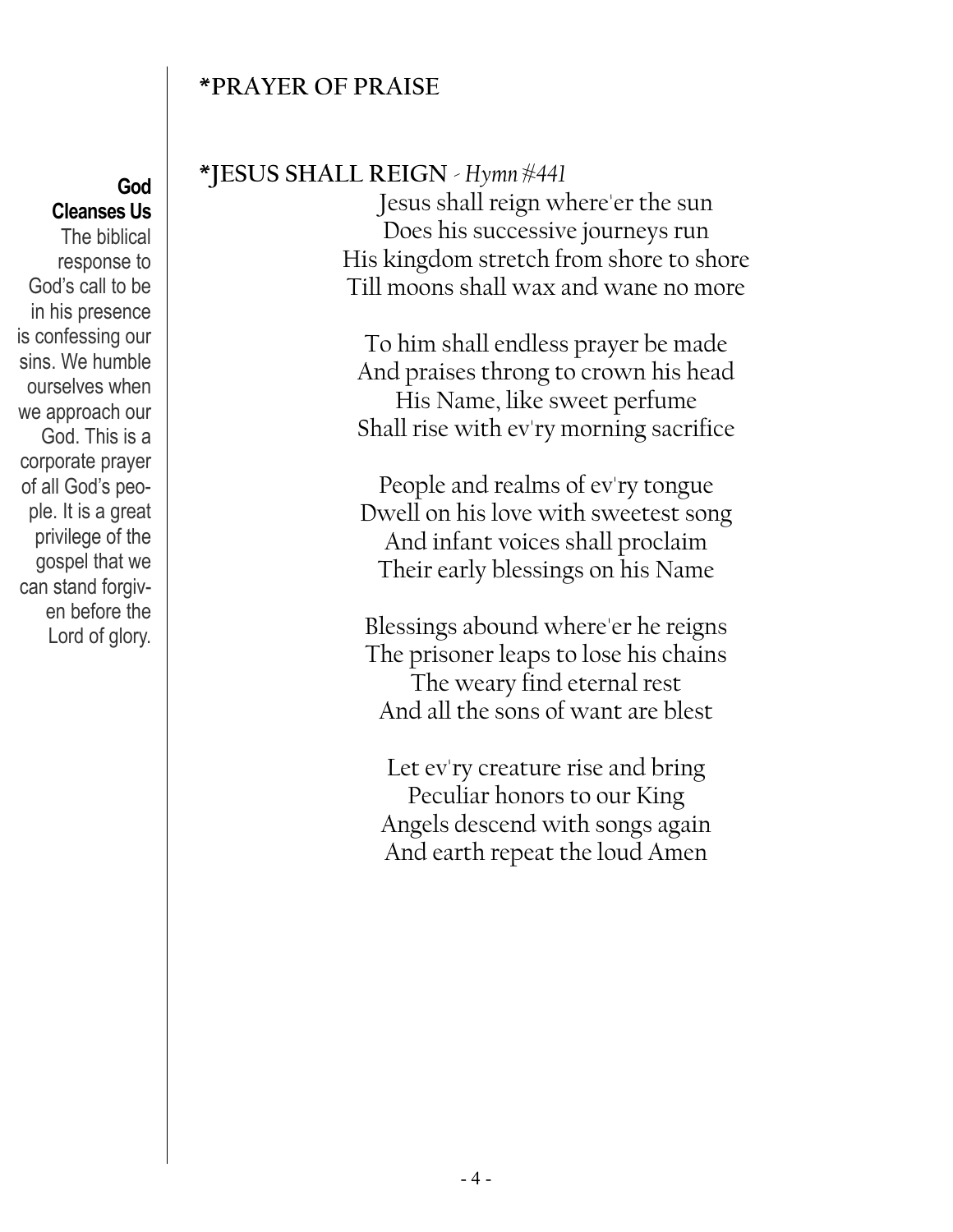**God Cleanses Us**

The biblical response to God's call to be in his presence is confessing our sins. We humble ourselves when we approach our God. This is a corporate prayer of all God's people. It is a great privilege of the gospel that we can stand forgiven before the Lord of glory.

## *PRAYER OF PRAISE

## *JESUS SHALL REIGN - *Hymn #441*

Jesus shall reign where'er the sun
Does his successive journeys run
His kingdom stretch from shore to shore
Till moons shall wax and wane no more

To him shall endless prayer be made
And praises throng to crown his head
His Name, like sweet perfume
Shall rise with ev'ry morning sacrifice

People and realms of ev'ry tongue
Dwell on his love with sweetest song
And infant voices shall proclaim
Their early blessings on his Name

Blessings abound where'er he reigns
The prisoner leaps to lose his chains
The weary find eternal rest
And all the sons of want are blest

Let ev'ry creature rise and bring
Peculiar honors to our King
Angels descend with songs again
And earth repeat the loud Amen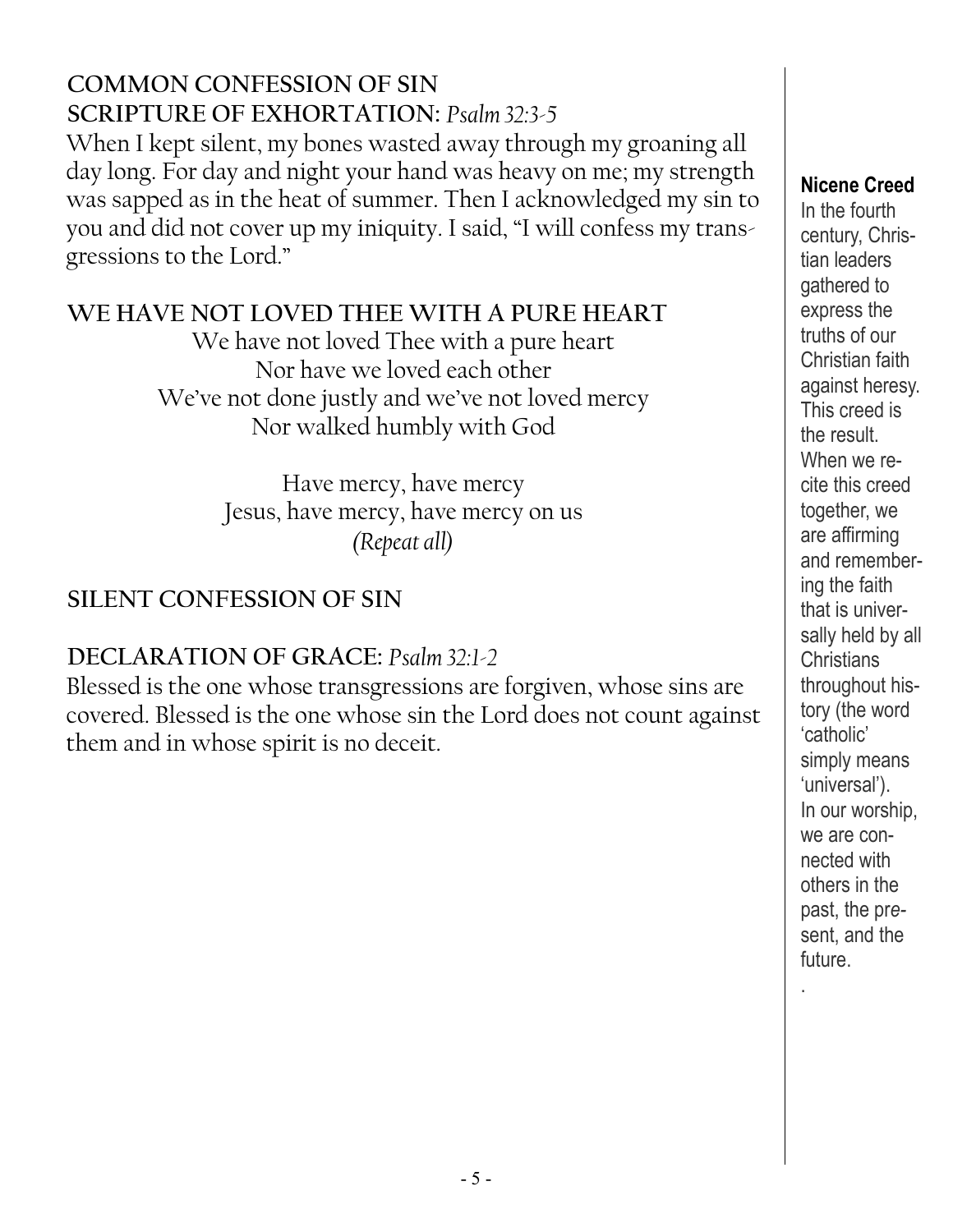## COMMON CONFESSION OF SIN

**SCRIPTURE OF EXHORTATION:** *Psalm 32:3-5*

When I kept silent, my bones wasted away through my groaning all day long. For day and night your hand was heavy on me; my strength was sapped as in the heat of summer. Then I acknowledged my sin to you and did not cover up my iniquity. I said, "I will confess my transgressions to the Lord."

## WE HAVE NOT LOVED THEE WITH A PURE HEART

We have not loved Thee with a pure heart
Nor have we loved each other
We've not done justly and we've not loved mercy
Nor walked humbly with God

Have mercy, have mercy
Jesus, have mercy, have mercy on us
*(Repeat all)*

## SILENT CONFESSION OF SIN

## DECLARATION OF GRACE: *Psalm 32:1-2*

Blessed is the one whose transgressions are forgiven, whose sins are covered. Blessed is the one whose sin the Lord does not count against them and in whose spirit is no deceit.

**Nicene Creed**

In the fourth century, Christian leaders gathered to express the truths of our Christian faith against heresy. This creed is the result. When we recite this creed together, we are affirming and remembering the faith that is universally held by all Christians throughout history (the word 'catholic' simply means 'universal'). In our worship, we are connected with others in the past, the present, and the future.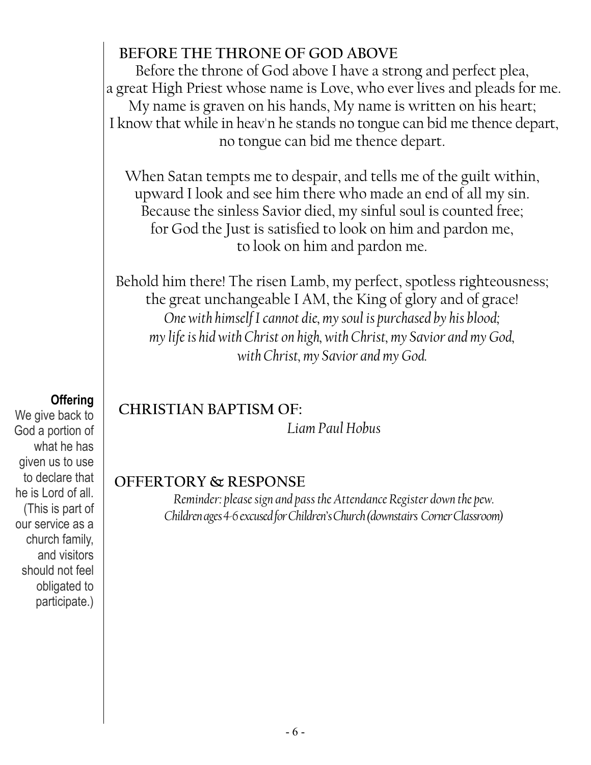## BEFORE THE THRONE OF GOD ABOVE

Before the throne of God above I have a strong and perfect plea,
a great High Priest whose name is Love, who ever lives and pleads for me.
My name is graven on his hands, My name is written on his heart;
I know that while in heav'n he stands no tongue can bid me thence depart,
no tongue can bid me thence depart.

When Satan tempts me to despair, and tells me of the guilt within,
upward I look and see him there who made an end of all my sin.
Because the sinless Savior died, my sinful soul is counted free;
for God the Just is satisfied to look on him and pardon me,
to look on him and pardon me.

Behold him there! The risen Lamb, my perfect, spotless righteousness;
the great unchangeable I AM, the King of glory and of grace!
*One with himself I cannot die, my soul is purchased by his blood;*
*my life is hid with Christ on high, with Christ, my Savior and my God,*
*with Christ, my Savior and my God.*

## CHRISTIAN BAPTISM OF:

*Liam Paul Hobus*

## OFFERTORY & RESPONSE

*Reminder: please sign and pass the Attendance Register down the pew.*
*Children ages 4-6 excused for Children's Church (downstairs Corner Classroom)*

**Offering**
We give back to God a portion of what he has given us to use to declare that he is Lord of all. (This is part of our service as a church family, and visitors should not feel obligated to participate.)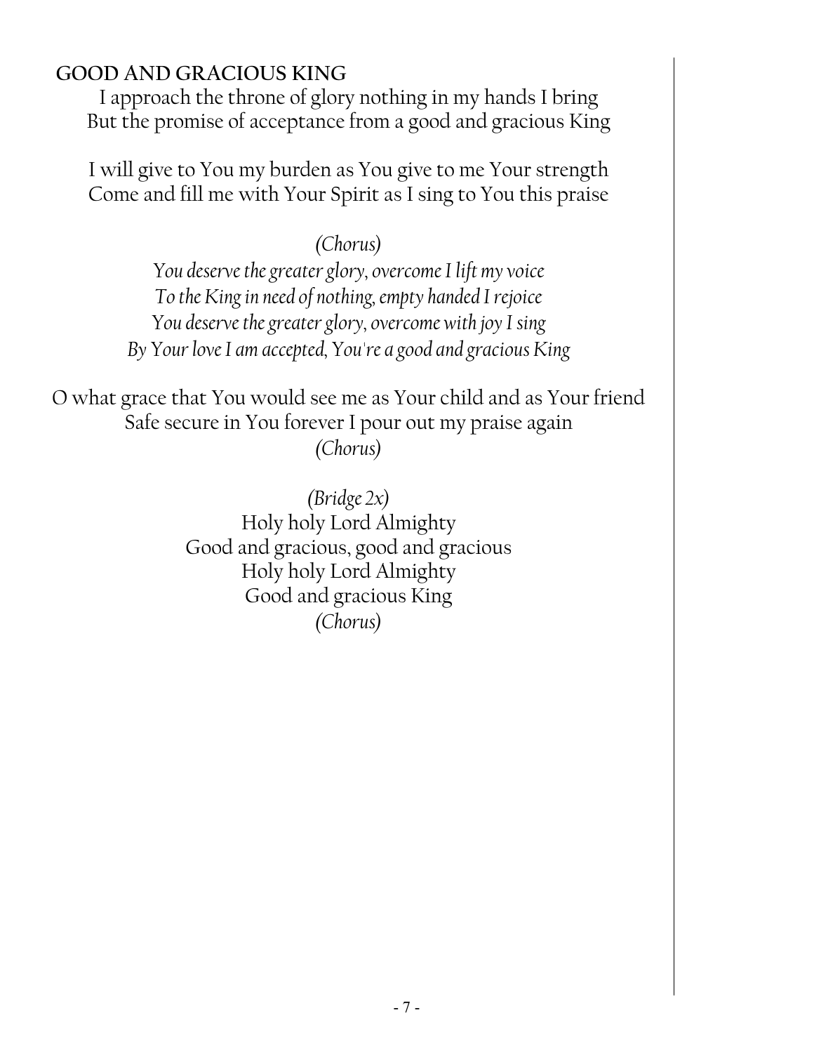## GOOD AND GRACIOUS KING

I approach the throne of glory nothing in my hands I bring
But the promise of acceptance from a good and gracious King

I will give to You my burden as You give to me Your strength
Come and fill me with Your Spirit as I sing to You this praise

*(Chorus)*
*You deserve the greater glory, overcome I lift my voice*
*To the King in need of nothing, empty handed I rejoice*
*You deserve the greater glory, overcome with joy I sing*
*By Your love I am accepted, You're a good and gracious King*

O what grace that You would see me as Your child and as Your friend
Safe secure in You forever I pour out my praise again
*(Chorus)*

*(Bridge 2x)*
Holy holy Lord Almighty
Good and gracious, good and gracious
Holy holy Lord Almighty
Good and gracious King
*(Chorus)*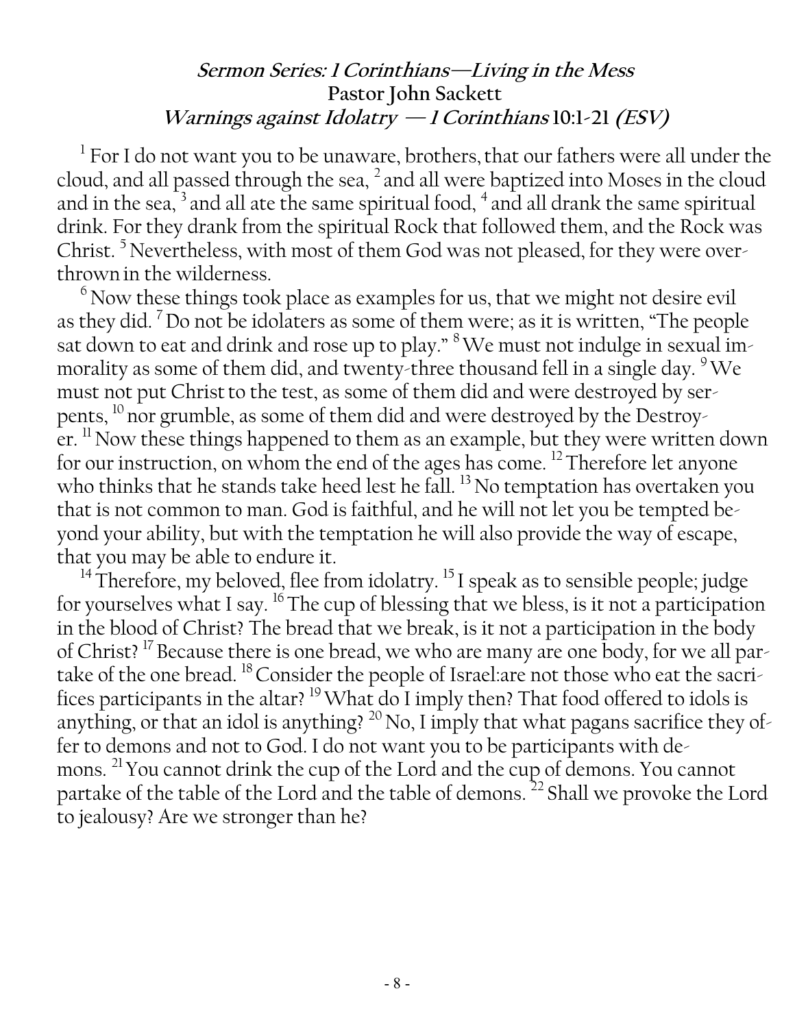## *Sermon Series: 1 Corinthians—Living in the Mess*
## Pastor John Sackett
## *Warnings against Idolatry — 1 Corinthians* 10:1-21 *(ESV)*

[1] For I do not want you to be unaware, brothers, that our fathers were all under the cloud, and all passed through the sea, [2] and all were baptized into Moses in the cloud and in the sea, [3] and all ate the same spiritual food, [4] and all drank the same spiritual drink. For they drank from the spiritual Rock that followed them, and the Rock was Christ. [5] Nevertheless, with most of them God was not pleased, for they were overthrown in the wilderness.

[6] Now these things took place as examples for us, that we might not desire evil as they did. [7] Do not be idolaters as some of them were; as it is written, "The people sat down to eat and drink and rose up to play." [8] We must not indulge in sexual immorality as some of them did, and twenty-three thousand fell in a single day. [9] We must not put Christ to the test, as some of them did and were destroyed by serpents, [10] nor grumble, as some of them did and were destroyed by the Destroyer. [11] Now these things happened to them as an example, but they were written down for our instruction, on whom the end of the ages has come. [12] Therefore let anyone who thinks that he stands take heed lest he fall. [13] No temptation has overtaken you that is not common to man. God is faithful, and he will not let you be tempted beyond your ability, but with the temptation he will also provide the way of escape, that you may be able to endure it.

[14] Therefore, my beloved, flee from idolatry. [15] I speak as to sensible people; judge for yourselves what I say. [16] The cup of blessing that we bless, is it not a participation in the blood of Christ? The bread that we break, is it not a participation in the body of Christ? [17] Because there is one bread, we who are many are one body, for we all partake of the one bread. [18] Consider the people of Israel:are not those who eat the sacrifices participants in the altar? [19] What do I imply then? That food offered to idols is anything, or that an idol is anything? [20] No, I imply that what pagans sacrifice they offer to demons and not to God. I do not want you to be participants with demons. [21] You cannot drink the cup of the Lord and the cup of demons. You cannot partake of the table of the Lord and the table of demons. [22] Shall we provoke the Lord to jealousy? Are we stronger than he?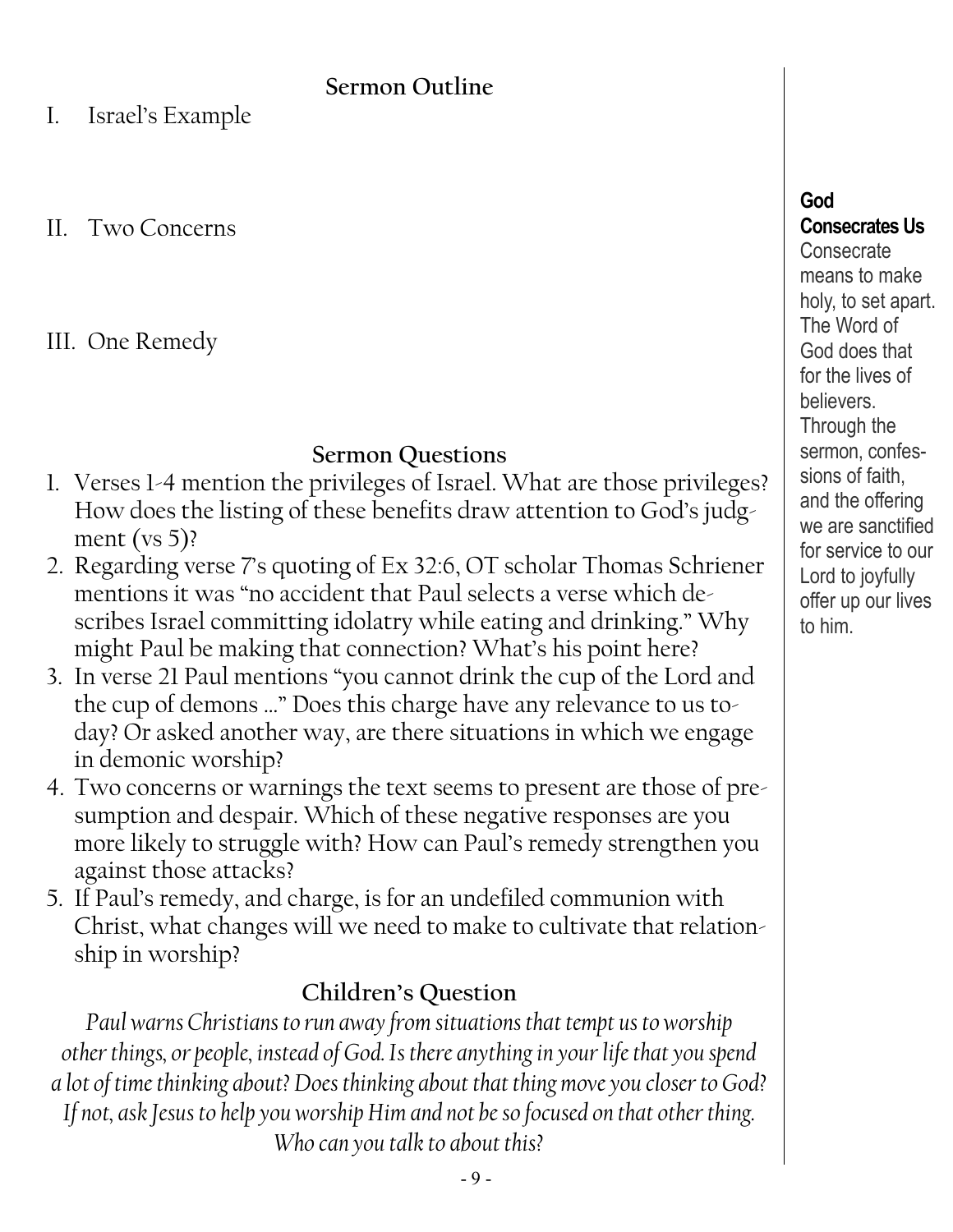## Sermon Outline

I. Israel's Example

II. Two Concerns

III. One Remedy

## Sermon Questions

1. Verses 1-4 mention the privileges of Israel. What are those privileges? How does the listing of these benefits draw attention to God's judgment (vs 5)?
2. Regarding verse 7's quoting of Ex 32:6, OT scholar Thomas Schriener mentions it was "no accident that Paul selects a verse which describes Israel committing idolatry while eating and drinking." Why might Paul be making that connection? What's his point here?
3. In verse 21 Paul mentions "you cannot drink the cup of the Lord and the cup of demons ..." Does this charge have any relevance to us today? Or asked another way, are there situations in which we engage in demonic worship?
4. Two concerns or warnings the text seems to present are those of presumption and despair. Which of these negative responses are you more likely to struggle with? How can Paul's remedy strengthen you against those attacks?
5. If Paul's remedy, and charge, is for an undefiled communion with Christ, what changes will we need to make to cultivate that relationship in worship?

## Children's Question

*Paul warns Christians to run away from situations that tempt us to worship other things, or people, instead of God. Is there anything in your life that you spend a lot of time thinking about? Does thinking about that thing move you closer to God? If not, ask Jesus to help you worship Him and not be so focused on that other thing. Who can you talk to about this?*

**God Consecrates Us**

Consecrate means to make holy, to set apart. The Word of God does that for the lives of believers. Through the sermon, confessions of faith, and the offering we are sanctified for service to our Lord to joyfully offer up our lives to him.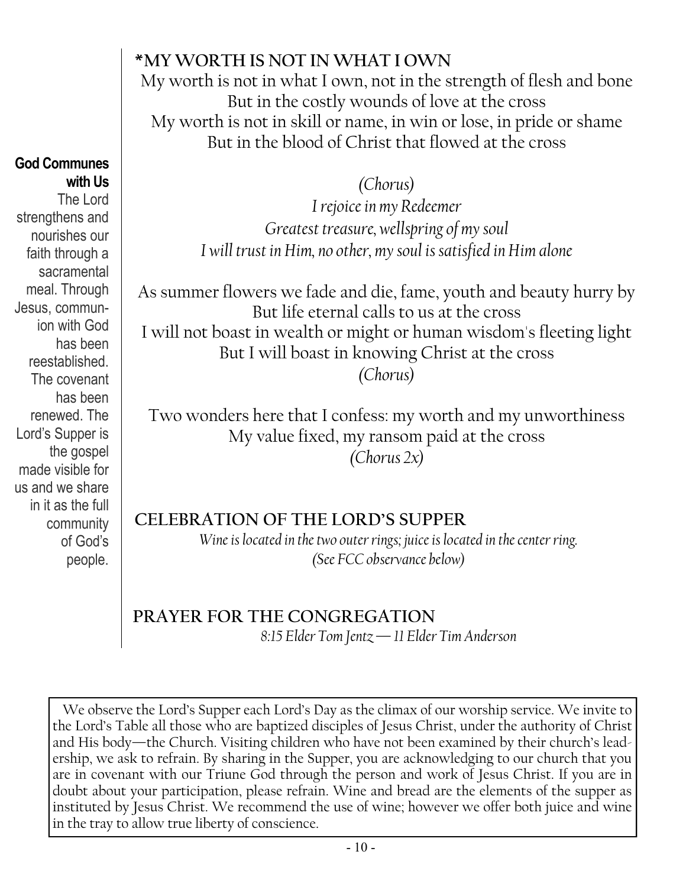**God Communes with Us**

The Lord strengthens and nourishes our faith through a sacramental meal. Through Jesus, communion with God has been reestablished. The covenant has been renewed. The Lord's Supper is the gospel made visible for us and we share in it as the full community of God's people.

## *MY WORTH IS NOT IN WHAT I OWN

My worth is not in what I own, not in the strength of flesh and bone
But in the costly wounds of love at the cross
My worth is not in skill or name, in win or lose, in pride or shame
But in the blood of Christ that flowed at the cross

*(Chorus)*
*I rejoice in my Redeemer*
*Greatest treasure, wellspring of my soul*
*I will trust in Him, no other, my soul is satisfied in Him alone*

As summer flowers we fade and die, fame, youth and beauty hurry by
But life eternal calls to us at the cross
I will not boast in wealth or might or human wisdom's fleeting light
But I will boast in knowing Christ at the cross
*(Chorus)*

Two wonders here that I confess: my worth and my unworthiness
My value fixed, my ransom paid at the cross
*(Chorus 2x)*

## CELEBRATION OF THE LORD'S SUPPER

*Wine is located in the two outer rings; juice is located in the center ring.*
*(See FCC observance below)*

## PRAYER FOR THE CONGREGATION

*8:15 Elder Tom Jentz — 11 Elder Tim Anderson*

We observe the Lord's Supper each Lord's Day as the climax of our worship service. We invite to the Lord's Table all those who are baptized disciples of Jesus Christ, under the authority of Christ and His body—the Church. Visiting children who have not been examined by their church's leadership, we ask to refrain. By sharing in the Supper, you are acknowledging to our church that you are in covenant with our Triune God through the person and work of Jesus Christ. If you are in doubt about your participation, please refrain. Wine and bread are the elements of the supper as instituted by Jesus Christ. We recommend the use of wine; however we offer both juice and wine in the tray to allow true liberty of conscience.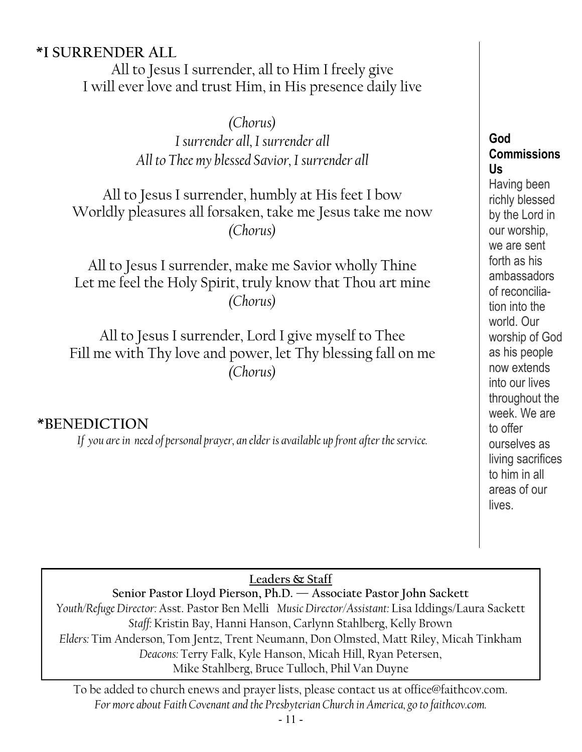## *I SURRENDER ALL

All to Jesus I surrender, all to Him I freely give
I will ever love and trust Him, in His presence daily live

*(Chorus)*
*I surrender all, I surrender all*
*All to Thee my blessed Savior, I surrender all*

All to Jesus I surrender, humbly at His feet I bow
Worldly pleasures all forsaken, take me Jesus take me now
*(Chorus)*

All to Jesus I surrender, make me Savior wholly Thine
Let me feel the Holy Spirit, truly know that Thou art mine
*(Chorus)*

All to Jesus I surrender, Lord I give myself to Thee
Fill me with Thy love and power, let Thy blessing fall on me
*(Chorus)*

## *BENEDICTION

*If you are in need of personal prayer, an elder is available up front after the service.*

**God Commissions Us**

Having been richly blessed by the Lord in our worship, we are sent forth as his ambassadors of reconciliation into the world. Our worship of God as his people now extends into our lives throughout the week. We are to offer ourselves as living sacrifices to him in all areas of our lives.

---

**Leaders & Staff**

**Senior Pastor Lloyd Pierson, Ph.D. — Associate Pastor John Sackett**

*Youth/Refuge Director:* Asst. Pastor Ben Melli *Music Director/Assistant:* Lisa Iddings/Laura Sackett

*Staff:* Kristin Bay, Hanni Hanson, Carlynn Stahlberg, Kelly Brown

*Elders:* Tim Anderson, Tom Jentz, Trent Neumann, Don Olmsted, Matt Riley, Micah Tinkham

*Deacons:* Terry Falk, Kyle Hanson, Micah Hill, Ryan Petersen, Mike Stahlberg, Bruce Tulloch, Phil Van Duyne

---

To be added to church enews and prayer lists, please contact us at office@faithcov.com.

*For more about Faith Covenant and the Presbyterian Church in America, go to faithcov.com.*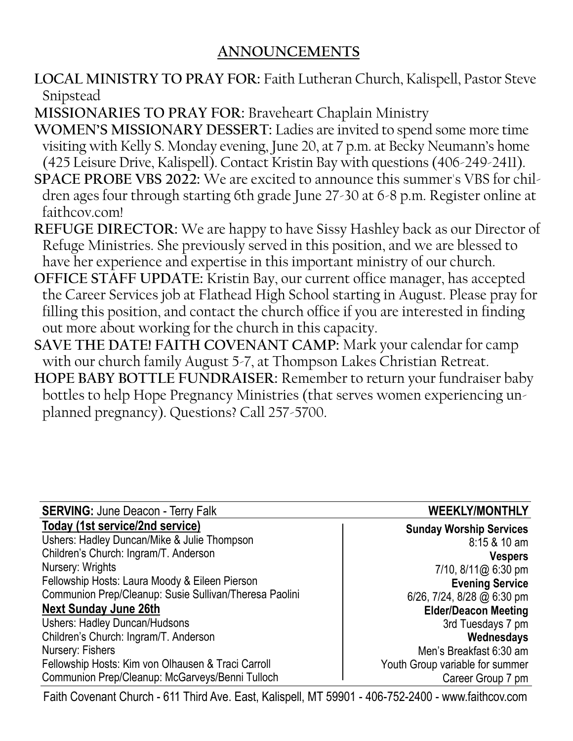## ANNOUNCEMENTS

**LOCAL MINISTRY TO PRAY FOR:** Faith Lutheran Church, Kalispell, Pastor Steve Snipstead

**MISSIONARIES TO PRAY FOR:** Braveheart Chaplain Ministry

**WOMEN'S MISSIONARY DESSERT:** Ladies are invited to spend some more time visiting with Kelly S. Monday evening, June 20, at 7 p.m. at Becky Neumann's home (425 Leisure Drive, Kalispell). Contact Kristin Bay with questions (406-249-2411).

**SPACE PROBE VBS 2022:** We are excited to announce this summer's VBS for children ages four through starting 6th grade June 27-30 at 6-8 p.m. Register online at faithcov.com!

**REFUGE DIRECTOR:** We are happy to have Sissy Hashley back as our Director of Refuge Ministries. She previously served in this position, and we are blessed to have her experience and expertise in this important ministry of our church.

**OFFICE STAFF UPDATE:** Kristin Bay, our current office manager, has accepted the Career Services job at Flathead High School starting in August. Please pray for filling this position, and contact the church office if you are interested in finding out more about working for the church in this capacity.

**SAVE THE DATE! FAITH COVENANT CAMP:** Mark your calendar for camp with our church family August 5-7, at Thompson Lakes Christian Retreat.

**HOPE BABY BOTTLE FUNDRAISER:** Remember to return your fundraiser baby bottles to help Hope Pregnancy Ministries (that serves women experiencing unplanned pregnancy). Questions? Call 257-5700.

**SERVING:** June Deacon - Terry Falk

**Today (1st service/2nd service)**

Ushers: Hadley Duncan/Mike & Julie Thompson
Children's Church: Ingram/T. Anderson
Nursery: Wrights
Fellowship Hosts: Laura Moody & Eileen Pierson
Communion Prep/Cleanup: Susie Sullivan/Theresa Paolini

**Next Sunday June 26th**

Ushers: Hadley Duncan/Hudsons
Children's Church: Ingram/T. Anderson
Nursery: Fishers
Fellowship Hosts: Kim von Olhausen & Traci Carroll
Communion Prep/Cleanup: McGarveys/Benni Tulloch

**WEEKLY/MONTHLY**

**Sunday Worship Services**
8:15 & 10 am

**Vespers**
7/10, 8/11@ 6:30 pm

**Evening Service**
6/26, 7/24, 8/28 @ 6:30 pm

**Elder/Deacon Meeting**
3rd Tuesdays 7 pm

**Wednesdays**
Men's Breakfast 6:30 am
Youth Group variable for summer
Career Group 7 pm

Faith Covenant Church - 611 Third Ave. East, Kalispell, MT 59901 - 406-752-2400 - www.faithcov.com